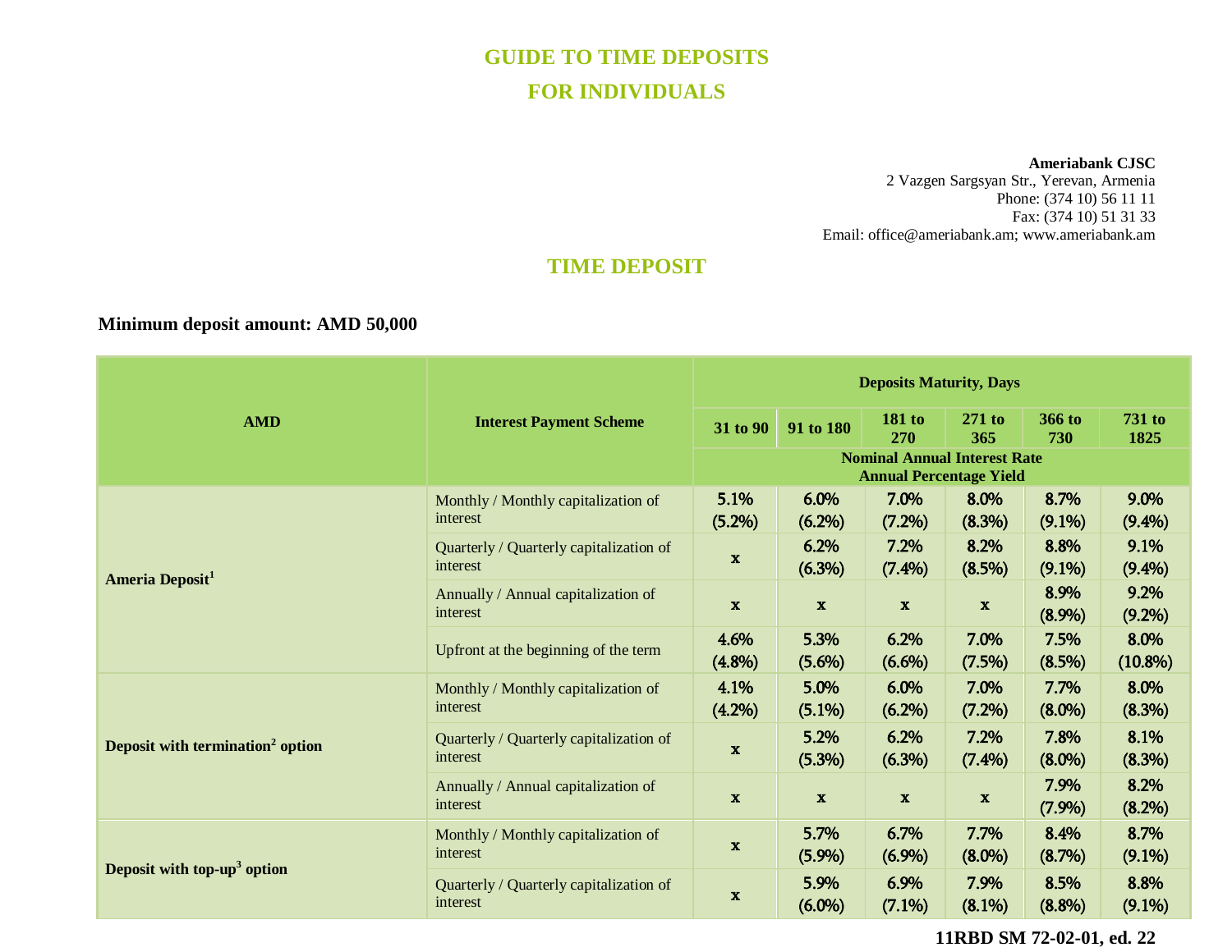# GUIDE TO TIME DEPOSITS FOR INDIVIDUALS

**Ameriabank CJSC**
2 Vazgen Sargsyan Str., Yerevan, Armenia
Phone: (374 10) 56 11 11
Fax: (374 10) 51 31 33
Email: office@ameriabank.am; www.ameriabank.am

## TIME DEPOSIT

**Minimum deposit amount: AMD 50,000**

| AMD | Interest Payment Scheme | Deposits Maturity, Days | | | | | |
|---|---|---|---|---|---|---|---|
| | | 31 to 90 | 91 to 180 | 181 to 270 | 271 to 365 | 366 to 730 | 731 to 1825 |
| | | Nominal Annual Interest Rate Annual Percentage Yield | | | | | |
| **Ameria Deposit[1]** | Monthly / Monthly capitalization of interest | 5.1% (5.2%) | 6.0% (6.2%) | 7.0% (7.2%) | 8.0% (8.3%) | 8.7% (9.1%) | 9.0% (9.4%) |
| | Quarterly / Quarterly capitalization of interest | x | 6.2% (6.3%) | 7.2% (7.4%) | 8.2% (8.5%) | 8.8% (9.1%) | 9.1% (9.4%) |
| | Annually / Annual capitalization of interest | x | x | x | x | 8.9% (8.9%) | 9.2% (9.2%) |
| | Upfront at the beginning of the term | 4.6% (4.8%) | 5.3% (5.6%) | 6.2% (6.6%) | 7.0% (7.5%) | 7.5% (8.5%) | 8.0% (10.8%) |
| **Deposit with termination[2] option** | Monthly / Monthly capitalization of interest | 4.1% (4.2%) | 5.0% (5.1%) | 6.0% (6.2%) | 7.0% (7.2%) | 7.7% (8.0%) | 8.0% (8.3%) |
| | Quarterly / Quarterly capitalization of interest | x | 5.2% (5.3%) | 6.2% (6.3%) | 7.2% (7.4%) | 7.8% (8.0%) | 8.1% (8.3%) |
| | Annually / Annual capitalization of interest | x | x | x | x | 7.9% (7.9%) | 8.2% (8.2%) |
| **Deposit with top-up[3] option** | Monthly / Monthly capitalization of interest | x | 5.7% (5.9%) | 6.7% (6.9%) | 7.7% (8.0%) | 8.4% (8.7%) | 8.7% (9.1%) |
| | Quarterly / Quarterly capitalization of interest | x | 5.9% (6.0%) | 6.9% (7.1%) | 7.9% (8.1%) | 8.5% (8.8%) | 8.8% (9.1%) |

11RBD SM 72-02-01, ed. 22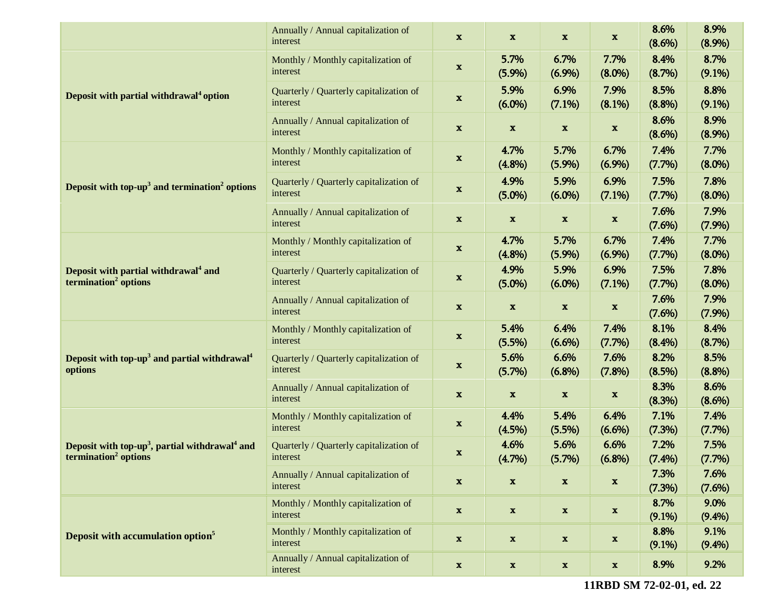| | | | | | | | |
|---|---|---|---|---|---|---|---|
| | Annually / Annual capitalization of interest | x | x | x | x | 8.6% (8.6%) | 8.9% (8.9%) |
| **Deposit with partial withdrawal[4] option** | Monthly / Monthly capitalization of interest | x | 5.7% (5.9%) | 6.7% (6.9%) | 7.7% (8.0%) | 8.4% (8.7%) | 8.7% (9.1%) |
| | Quarterly / Quarterly capitalization of interest | x | 5.9% (6.0%) | 6.9% (7.1%) | 7.9% (8.1%) | 8.5% (8.8%) | 8.8% (9.1%) |
| | Annually / Annual capitalization of interest | x | x | x | x | 8.6% (8.6%) | 8.9% (8.9%) |
| **Deposit with top-up[3] and termination[2] options** | Monthly / Monthly capitalization of interest | x | 4.7% (4.8%) | 5.7% (5.9%) | 6.7% (6.9%) | 7.4% (7.7%) | 7.7% (8.0%) |
| | Quarterly / Quarterly capitalization of interest | x | 4.9% (5.0%) | 5.9% (6.0%) | 6.9% (7.1%) | 7.5% (7.7%) | 7.8% (8.0%) |
| | Annually / Annual capitalization of interest | x | x | x | x | 7.6% (7.6%) | 7.9% (7.9%) |
| **Deposit with partial withdrawal[4] and termination[2] options** | Monthly / Monthly capitalization of interest | x | 4.7% (4.8%) | 5.7% (5.9%) | 6.7% (6.9%) | 7.4% (7.7%) | 7.7% (8.0%) |
| | Quarterly / Quarterly capitalization of interest | x | 4.9% (5.0%) | 5.9% (6.0%) | 6.9% (7.1%) | 7.5% (7.7%) | 7.8% (8.0%) |
| | Annually / Annual capitalization of interest | x | x | x | x | 7.6% (7.6%) | 7.9% (7.9%) |
| **Deposit with top-up[3] and partial withdrawal[4] options** | Monthly / Monthly capitalization of interest | x | 5.4% (5.5%) | 6.4% (6.6%) | 7.4% (7.7%) | 8.1% (8.4%) | 8.4% (8.7%) |
| | Quarterly / Quarterly capitalization of interest | x | 5.6% (5.7%) | 6.6% (6.8%) | 7.6% (7.8%) | 8.2% (8.5%) | 8.5% (8.8%) |
| | Annually / Annual capitalization of interest | x | x | x | x | 8.3% (8.3%) | 8.6% (8.6%) |
| **Deposit with top-up[3], partial withdrawal[4] and termination[2] options** | Monthly / Monthly capitalization of interest | x | 4.4% (4.5%) | 5.4% (5.5%) | 6.4% (6.6%) | 7.1% (7.3%) | 7.4% (7.7%) |
| | Quarterly / Quarterly capitalization of interest | x | 4.6% (4.7%) | 5.6% (5.7%) | 6.6% (6.8%) | 7.2% (7.4%) | 7.5% (7.7%) |
| | Annually / Annual capitalization of interest | x | x | x | x | 7.3% (7.3%) | 7.6% (7.6%) |
| **Deposit with accumulation option[5]** | Monthly / Monthly capitalization of interest | x | x | x | x | 8.7% (9.1%) | 9.0% (9.4%) |
| | Monthly / Monthly capitalization of interest | x | x | x | x | 8.8% (9.1%) | 9.1% (9.4%) |
| | Annually / Annual capitalization of interest | x | x | x | x | 8.9% | 9.2% |

**11RBD SM 72-02-01, ed. 22**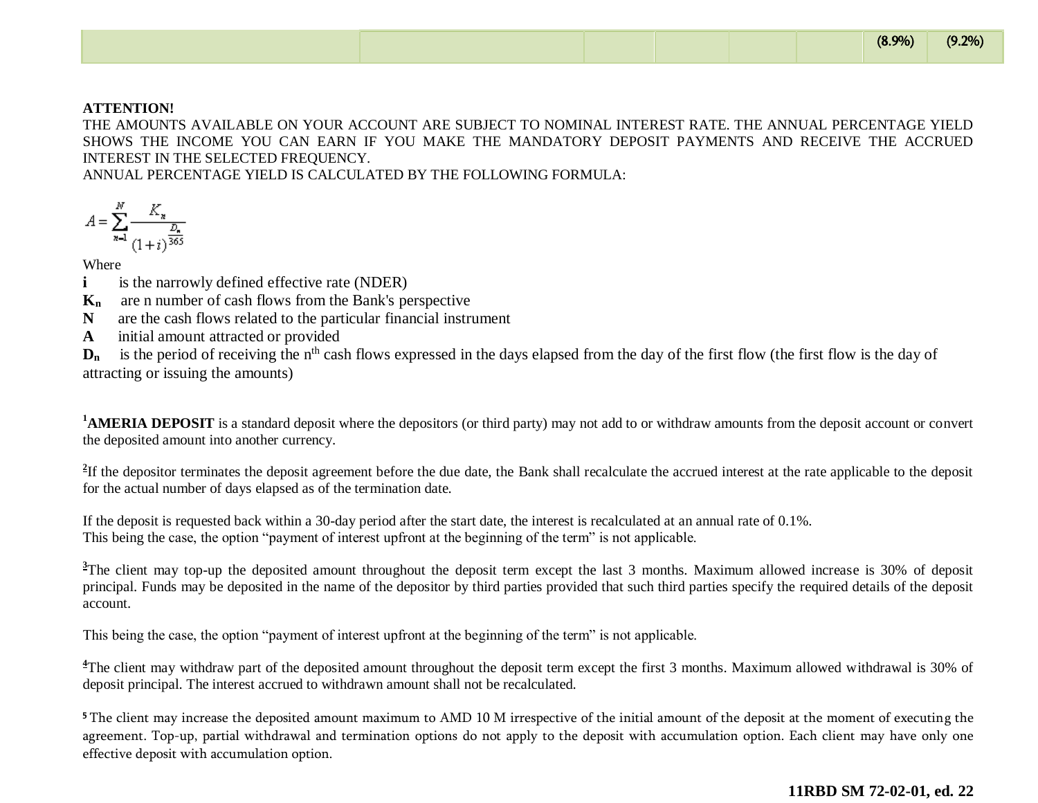| | | | | | | | |
|---|---|---|---|---|---|---|---|
| | | | | | | (8.9%) | (9.2%) |

**ATTENTION!**
THE AMOUNTS AVAILABLE ON YOUR ACCOUNT ARE SUBJECT TO NOMINAL INTEREST RATE. THE ANNUAL PERCENTAGE YIELD SHOWS THE INCOME YOU CAN EARN IF YOU MAKE THE MANDATORY DEPOSIT PAYMENTS AND RECEIVE THE ACCRUED INTEREST IN THE SELECTED FREQUENCY.
ANNUAL PERCENTAGE YIELD IS CALCULATED BY THE FOLLOWING FORMULA:

$$A = \sum_{n=1}^{N} \frac{K_n}{(1+i)^{\frac{D_n}{365}}}$$

Where

**i** is the narrowly defined effective rate (NDER)

$\mathbf{K_n}$ are n number of cash flows from the Bank's perspective

**N** are the cash flows related to the particular financial instrument

**A** initial amount attracted or provided

$\mathbf{D_n}$ is the period of receiving the $n^{th}$ cash flows expressed in the days elapsed from the day of the first flow (the first flow is the day of attracting or issuing the amounts)

[1]**AMERIA DEPOSIT** is a standard deposit where the depositors (or third party) may not add to or withdraw amounts from the deposit account or convert the deposited amount into another currency.

[2]If the depositor terminates the deposit agreement before the due date, the Bank shall recalculate the accrued interest at the rate applicable to the deposit for the actual number of days elapsed as of the termination date.

If the deposit is requested back within a 30-day period after the start date, the interest is recalculated at an annual rate of 0.1%.
This being the case, the option "payment of interest upfront at the beginning of the term" is not applicable.

[3]The client may top-up the deposited amount throughout the deposit term except the last 3 months. Maximum allowed increase is 30% of deposit principal. Funds may be deposited in the name of the depositor by third parties provided that such third parties specify the required details of the deposit account.

This being the case, the option "payment of interest upfront at the beginning of the term" is not applicable.

[4]The client may withdraw part of the deposited amount throughout the deposit term except the first 3 months. Maximum allowed withdrawal is 30% of deposit principal. The interest accrued to withdrawn amount shall not be recalculated.

[5] The client may increase the deposited amount maximum to AMD 10 M irrespective of the initial amount of the deposit at the moment of executing the agreement. Top-up, partial withdrawal and termination options do not apply to the deposit with accumulation option. Each client may have only one effective deposit with accumulation option.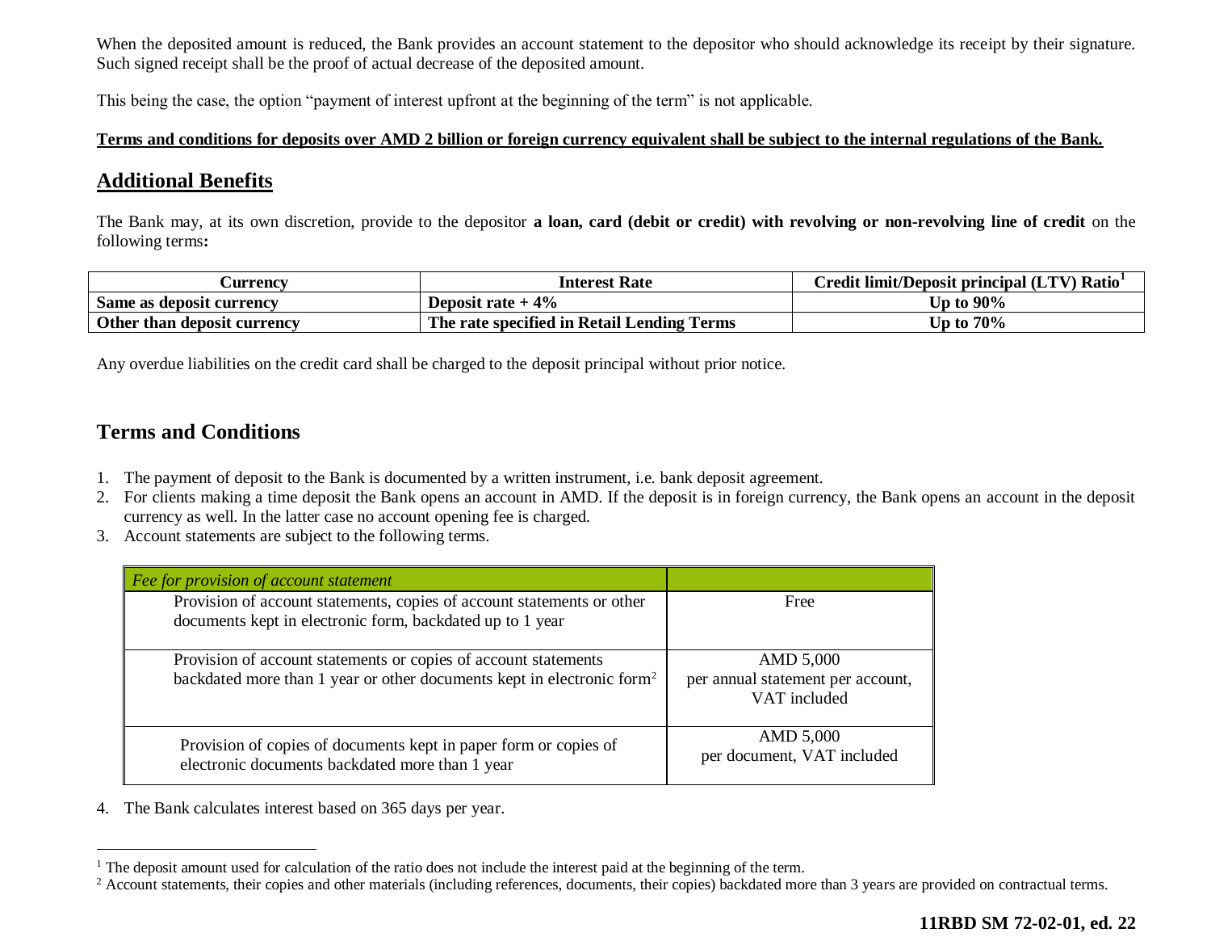When the deposited amount is reduced, the Bank provides an account statement to the depositor who should acknowledge its receipt by their signature. Such signed receipt shall be the proof of actual decrease of the deposited amount.

This being the case, the option “payment of interest upfront at the beginning of the term” is not applicable.

**Terms and conditions for deposits over AMD 2 billion or foreign currency equivalent shall be subject to the internal regulations of the Bank.**

## Additional Benefits

The Bank may, at its own discretion, provide to the depositor **a loan, card (debit or credit) with revolving or non-revolving line of credit** on the following terms**:**

| Currency | Interest Rate | Credit limit/Deposit principal (LTV) Ratio[1] |
|---|---|---|
| **Same as deposit currency** | **Deposit rate + 4%** | **Up to 90%** |
| **Other than deposit currency** | **The rate specified in Retail Lending Terms** | **Up to 70%** |

Any overdue liabilities on the credit card shall be charged to the deposit principal without prior notice.

## Terms and Conditions

1. The payment of deposit to the Bank is documented by a written instrument, i.e. bank deposit agreement.
2. For clients making a time deposit the Bank opens an account in AMD. If the deposit is in foreign currency, the Bank opens an account in the deposit currency as well. In the latter case no account opening fee is charged.
3. Account statements are subject to the following terms.

| *Fee for provision of account statement* | |
|---|---|
| Provision of account statements, copies of account statements or other documents kept in electronic form, backdated up to 1 year | Free |
| Provision of account statements or copies of account statements backdated more than 1 year or other documents kept in electronic form[2] | AMD 5,000 per annual statement per account, VAT included |
| Provision of copies of documents kept in paper form or copies of electronic documents backdated more than 1 year | AMD 5,000 per document, VAT included |

4. The Bank calculates interest based on 365 days per year.

---

[1] The deposit amount used for calculation of the ratio does not include the interest paid at the beginning of the term.

[2] Account statements, their copies and other materials (including references, documents, their copies) backdated more than 3 years are provided on contractual terms.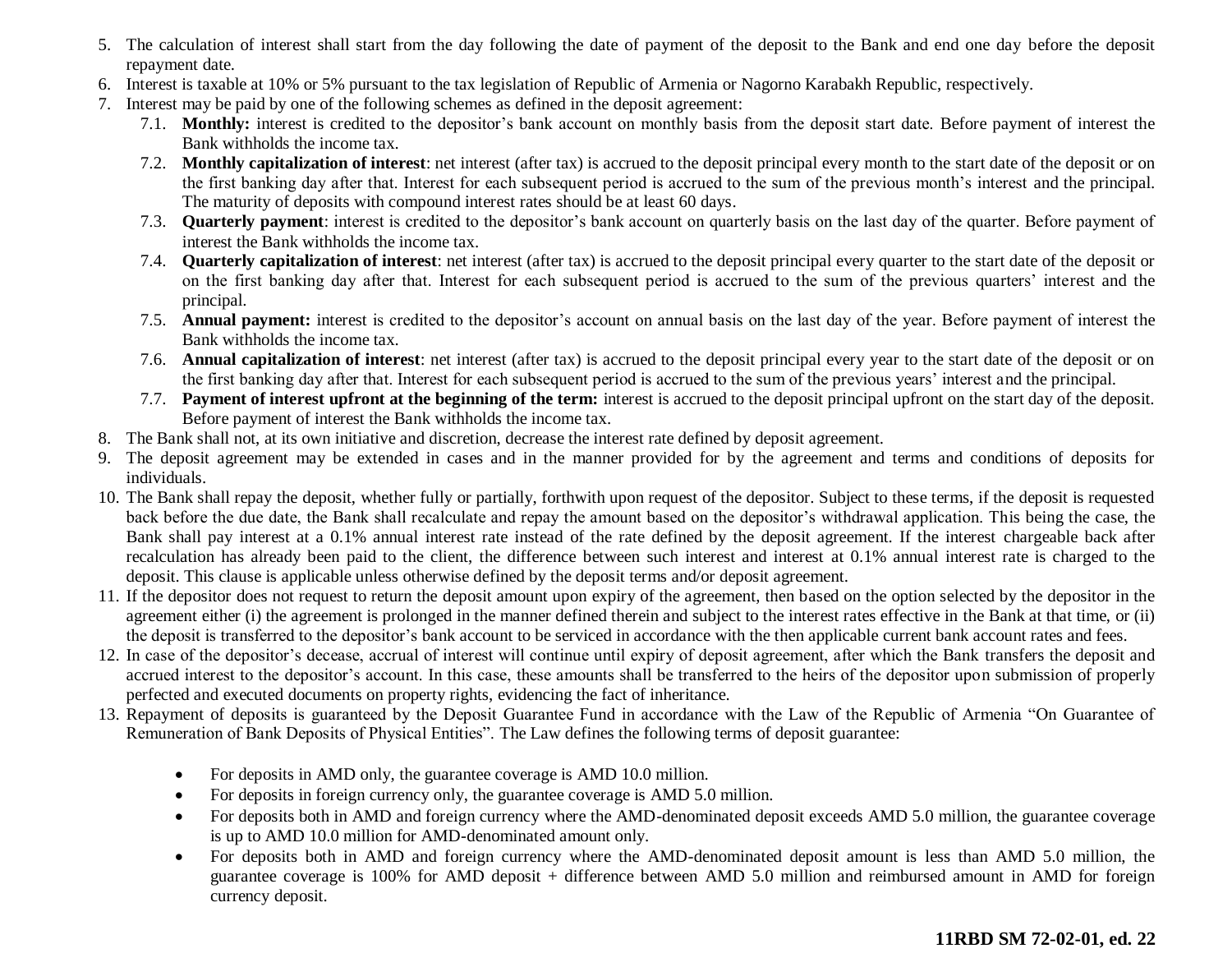5. The calculation of interest shall start from the day following the date of payment of the deposit to the Bank and end one day before the deposit repayment date.
6. Interest is taxable at 10% or 5% pursuant to the tax legislation of Republic of Armenia or Nagorno Karabakh Republic, respectively.
7. Interest may be paid by one of the following schemes as defined in the deposit agreement:
   - 7.1. **Monthly:** interest is credited to the depositor's bank account on monthly basis from the deposit start date. Before payment of interest the Bank withholds the income tax.
   - 7.2. **Monthly capitalization of interest**: net interest (after tax) is accrued to the deposit principal every month to the start date of the deposit or on the first banking day after that. Interest for each subsequent period is accrued to the sum of the previous month's interest and the principal. The maturity of deposits with compound interest rates should be at least 60 days.
   - 7.3. **Quarterly payment**: interest is credited to the depositor's bank account on quarterly basis on the last day of the quarter. Before payment of interest the Bank withholds the income tax.
   - 7.4. **Quarterly capitalization of interest**: net interest (after tax) is accrued to the deposit principal every quarter to the start date of the deposit or on the first banking day after that. Interest for each subsequent period is accrued to the sum of the previous quarters' interest and the principal.
   - 7.5. **Annual payment:** interest is credited to the depositor's account on annual basis on the last day of the year. Before payment of interest the Bank withholds the income tax.
   - 7.6. **Annual capitalization of interest**: net interest (after tax) is accrued to the deposit principal every year to the start date of the deposit or on the first banking day after that. Interest for each subsequent period is accrued to the sum of the previous years' interest and the principal.
   - 7.7. **Payment of interest upfront at the beginning of the term:** interest is accrued to the deposit principal upfront on the start day of the deposit. Before payment of interest the Bank withholds the income tax.
8. The Bank shall not, at its own initiative and discretion, decrease the interest rate defined by deposit agreement.
9. The deposit agreement may be extended in cases and in the manner provided for by the agreement and terms and conditions of deposits for individuals.
10. The Bank shall repay the deposit, whether fully or partially, forthwith upon request of the depositor. Subject to these terms, if the deposit is requested back before the due date, the Bank shall recalculate and repay the amount based on the depositor's withdrawal application. This being the case, the Bank shall pay interest at a 0.1% annual interest rate instead of the rate defined by the deposit agreement. If the interest chargeable back after recalculation has already been paid to the client, the difference between such interest and interest at 0.1% annual interest rate is charged to the deposit. This clause is applicable unless otherwise defined by the deposit terms and/or deposit agreement.
11. If the depositor does not request to return the deposit amount upon expiry of the agreement, then based on the option selected by the depositor in the agreement either (i) the agreement is prolonged in the manner defined therein and subject to the interest rates effective in the Bank at that time, or (ii) the deposit is transferred to the depositor's bank account to be serviced in accordance with the then applicable current bank account rates and fees.
12. In case of the depositor's decease, accrual of interest will continue until expiry of deposit agreement, after which the Bank transfers the deposit and accrued interest to the depositor's account. In this case, these amounts shall be transferred to the heirs of the depositor upon submission of properly perfected and executed documents on property rights, evidencing the fact of inheritance.
13. Repayment of deposits is guaranteed by the Deposit Guarantee Fund in accordance with the Law of the Republic of Armenia "On Guarantee of Remuneration of Bank Deposits of Physical Entities". The Law defines the following terms of deposit guarantee:

    - For deposits in AMD only, the guarantee coverage is AMD 10.0 million.
    - For deposits in foreign currency only, the guarantee coverage is AMD 5.0 million.
    - For deposits both in AMD and foreign currency where the AMD-denominated deposit exceeds AMD 5.0 million, the guarantee coverage is up to AMD 10.0 million for AMD-denominated amount only.
    - For deposits both in AMD and foreign currency where the AMD-denominated deposit amount is less than AMD 5.0 million, the guarantee coverage is 100% for AMD deposit + difference between AMD 5.0 million and reimbursed amount in AMD for foreign currency deposit.

**11RBD SM 72-02-01, ed. 22**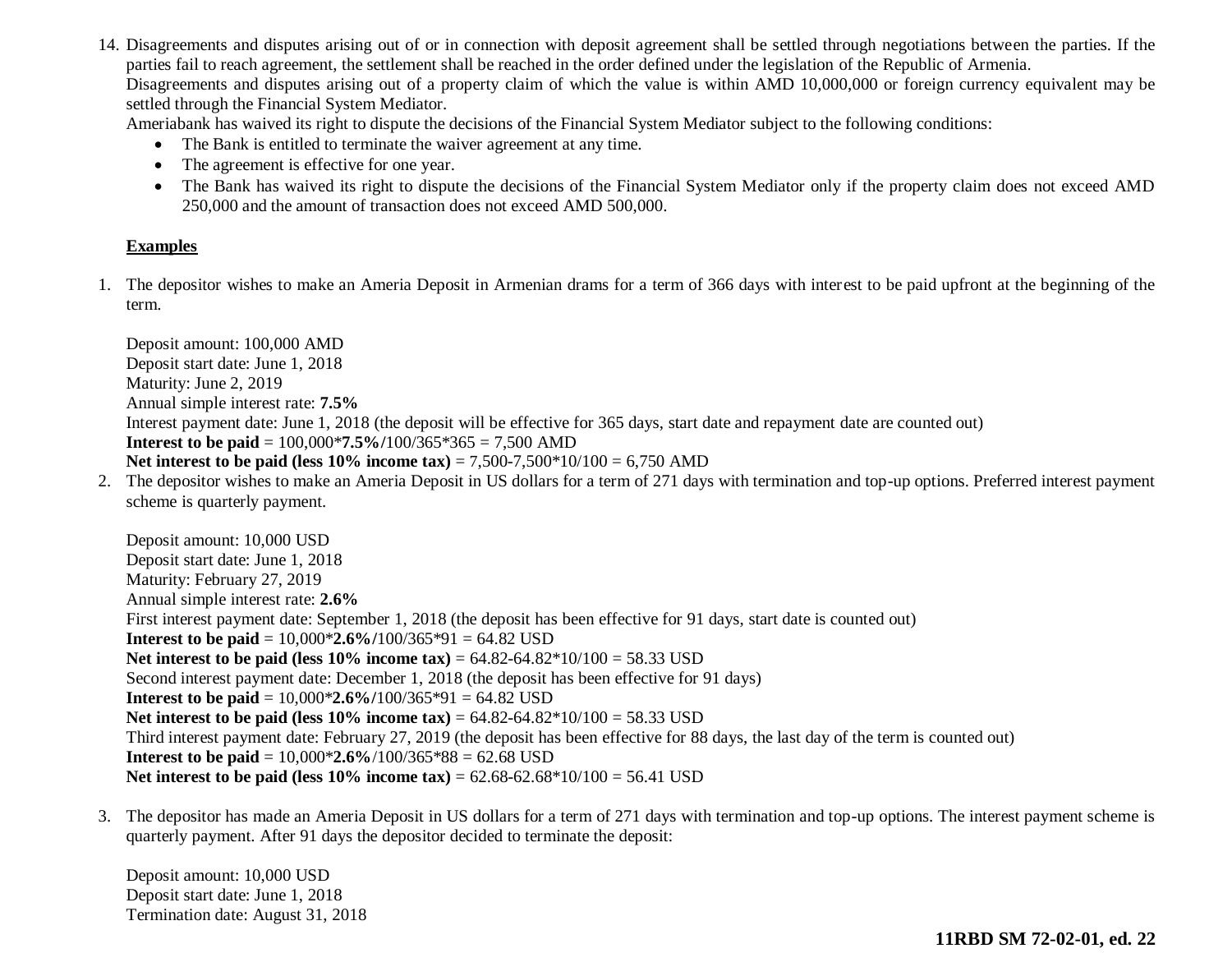14. Disagreements and disputes arising out of or in connection with deposit agreement shall be settled through negotiations between the parties. If the parties fail to reach agreement, the settlement shall be reached in the order defined under the legislation of the Republic of Armenia.
    Disagreements and disputes arising out of a property claim of which the value is within AMD 10,000,000 or foreign currency equivalent may be settled through the Financial System Mediator.
    Ameriabank has waived its right to dispute the decisions of the Financial System Mediator subject to the following conditions:
    - The Bank is entitled to terminate the waiver agreement at any time.
    - The agreement is effective for one year.
    - The Bank has waived its right to dispute the decisions of the Financial System Mediator only if the property claim does not exceed AMD 250,000 and the amount of transaction does not exceed AMD 500,000.

**Examples**

1. The depositor wishes to make an Ameria Deposit in Armenian drams for a term of 366 days with interest to be paid upfront at the beginning of the term.

   Deposit amount: 100,000 AMD
   Deposit start date: June 1, 2018
   Maturity: June 2, 2019
   Annual simple interest rate: **7.5%**
   Interest payment date: June 1, 2018 (the deposit will be effective for 365 days, start date and repayment date are counted out)
   **Interest to be paid** = 100,000\***7.5%/**100/365\*365 = 7,500 AMD
   **Net interest to be paid (less 10% income tax)** = 7,500-7,500\*10/100 = 6,750 AMD

2. The depositor wishes to make an Ameria Deposit in US dollars for a term of 271 days with termination and top-up options. Preferred interest payment scheme is quarterly payment.

   Deposit amount: 10,000 USD
   Deposit start date: June 1, 2018
   Maturity: February 27, 2019
   Annual simple interest rate: **2.6%**
   First interest payment date: September 1, 2018 (the deposit has been effective for 91 days, start date is counted out)
   **Interest to be paid** = 10,000\***2.6%/**100/365\*91 = 64.82 USD
   **Net interest to be paid (less 10% income tax)** = 64.82-64.82\*10/100 = 58.33 USD
   Second interest payment date: December 1, 2018 (the deposit has been effective for 91 days)
   **Interest to be paid** = 10,000\***2.6%/**100/365\*91 = 64.82 USD
   **Net interest to be paid (less 10% income tax)** = 64.82-64.82\*10/100 = 58.33 USD
   Third interest payment date: February 27, 2019 (the deposit has been effective for 88 days, the last day of the term is counted out)
   **Interest to be paid** = 10,000\***2.6%**/100/365\*88 = 62.68 USD
   **Net interest to be paid (less 10% income tax)** = 62.68-62.68\*10/100 = 56.41 USD

3. The depositor has made an Ameria Deposit in US dollars for a term of 271 days with termination and top-up options. The interest payment scheme is quarterly payment. After 91 days the depositor decided to terminate the deposit:

   Deposit amount: 10,000 USD
   Deposit start date: June 1, 2018
   Termination date: August 31, 2018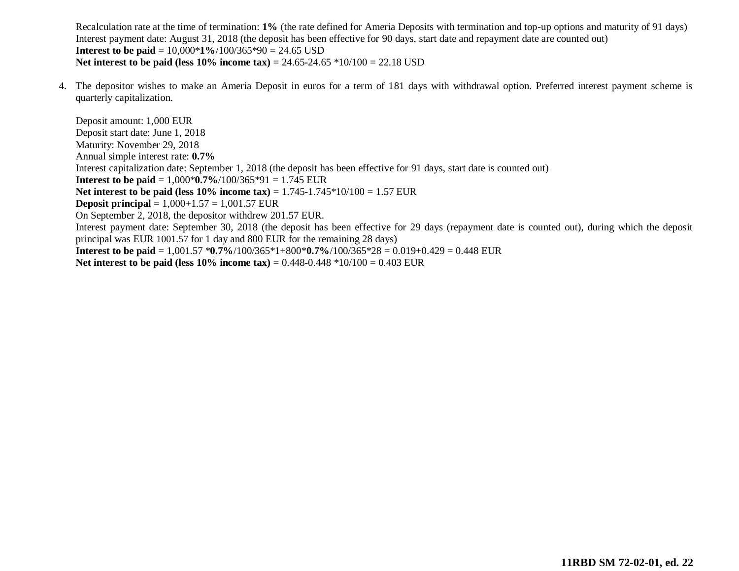Recalculation rate at the time of termination: **1%** (the rate defined for Ameria Deposits with termination and top-up options and maturity of 91 days)
Interest payment date: August 31, 2018 (the deposit has been effective for 90 days, start date and repayment date are counted out)
**Interest to be paid** = 10,000\***1%**/100/365*90 = 24.65 USD
**Net interest to be paid (less 10% income tax)** = 24.65-24.65 *10/100 = 22.18 USD

4. The depositor wishes to make an Ameria Deposit in euros for a term of 181 days with withdrawal option. Preferred interest payment scheme is quarterly capitalization.

   Deposit amount: 1,000 EUR
   Deposit start date: June 1, 2018
   Maturity: November 29, 2018
   Annual simple interest rate: **0.7%**
   Interest capitalization date: September 1, 2018 (the deposit has been effective for 91 days, start date is counted out)
   **Interest to be paid** = 1,000\***0.7%**/100/365*91 = 1.745 EUR
   **Net interest to be paid (less 10% income tax)** = 1.745-1.745*10/100 = 1.57 EUR
   **Deposit principal** = 1,000+1.57 = 1,001.57 EUR
   On September 2, 2018, the depositor withdrew 201.57 EUR.
   Interest payment date: September 30, 2018 (the deposit has been effective for 29 days (repayment date is counted out), during which the deposit principal was EUR 1001.57 for 1 day and 800 EUR for the remaining 28 days)
   **Interest to be paid** = 1,001.57 \***0.7%**/100/365\*1+800\***0.7%**/100/365*28 = 0.019+0.429 = 0.448 EUR
   **Net interest to be paid (less 10% income tax)** = 0.448-0.448 *10/100 = 0.403 EUR